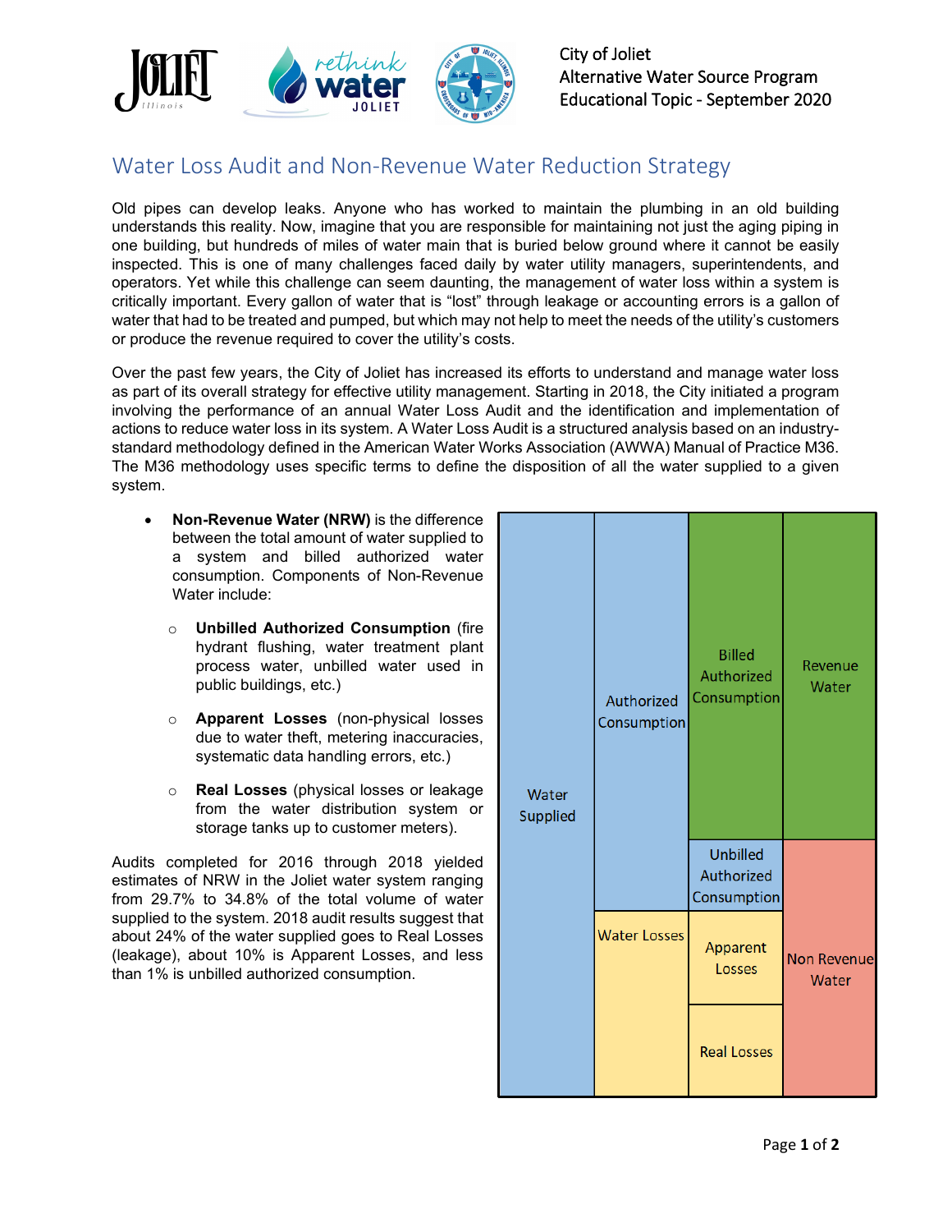City of Joliet
Alternative Water Source Program
Educational Topic - September 2020

# Water Loss Audit and Non-Revenue Water Reduction Strategy

Old pipes can develop leaks. Anyone who has worked to maintain the plumbing in an old building understands this reality. Now, imagine that you are responsible for maintaining not just the aging piping in one building, but hundreds of miles of water main that is buried below ground where it cannot be easily inspected. This is one of many challenges faced daily by water utility managers, superintendents, and operators. Yet while this challenge can seem daunting, the management of water loss within a system is critically important. Every gallon of water that is "lost" through leakage or accounting errors is a gallon of water that had to be treated and pumped, but which may not help to meet the needs of the utility's customers or produce the revenue required to cover the utility's costs.

Over the past few years, the City of Joliet has increased its efforts to understand and manage water loss as part of its overall strategy for effective utility management. Starting in 2018, the City initiated a program involving the performance of an annual Water Loss Audit and the identification and implementation of actions to reduce water loss in its system. A Water Loss Audit is a structured analysis based on an industry-standard methodology defined in the American Water Works Association (AWWA) Manual of Practice M36. The M36 methodology uses specific terms to define the disposition of all the water supplied to a given system.

- **Non-Revenue Water (NRW)** is the difference between the total amount of water supplied to a system and billed authorized water consumption. Components of Non-Revenue Water include:
  - **Unbilled Authorized Consumption** (fire hydrant flushing, water treatment plant process water, unbilled water used in public buildings, etc.)
  - **Apparent Losses** (non-physical losses due to water theft, metering inaccuracies, systematic data handling errors, etc.)
  - **Real Losses** (physical losses or leakage from the water distribution system or storage tanks up to customer meters).

Audits completed for 2016 through 2018 yielded estimates of NRW in the Joliet water system ranging from 29.7% to 34.8% of the total volume of water supplied to the system. 2018 audit results suggest that about 24% of the water supplied goes to Real Losses (leakage), about 10% is Apparent Losses, and less than 1% is unbilled authorized consumption.

| Water Supplied | Authorized Consumption | Billed Authorized Consumption | Revenue Water |
|---|---|---|---|
| | | Unbilled Authorized Consumption | Non Revenue Water |
| | Water Losses | Apparent Losses | |
| | | Real Losses | |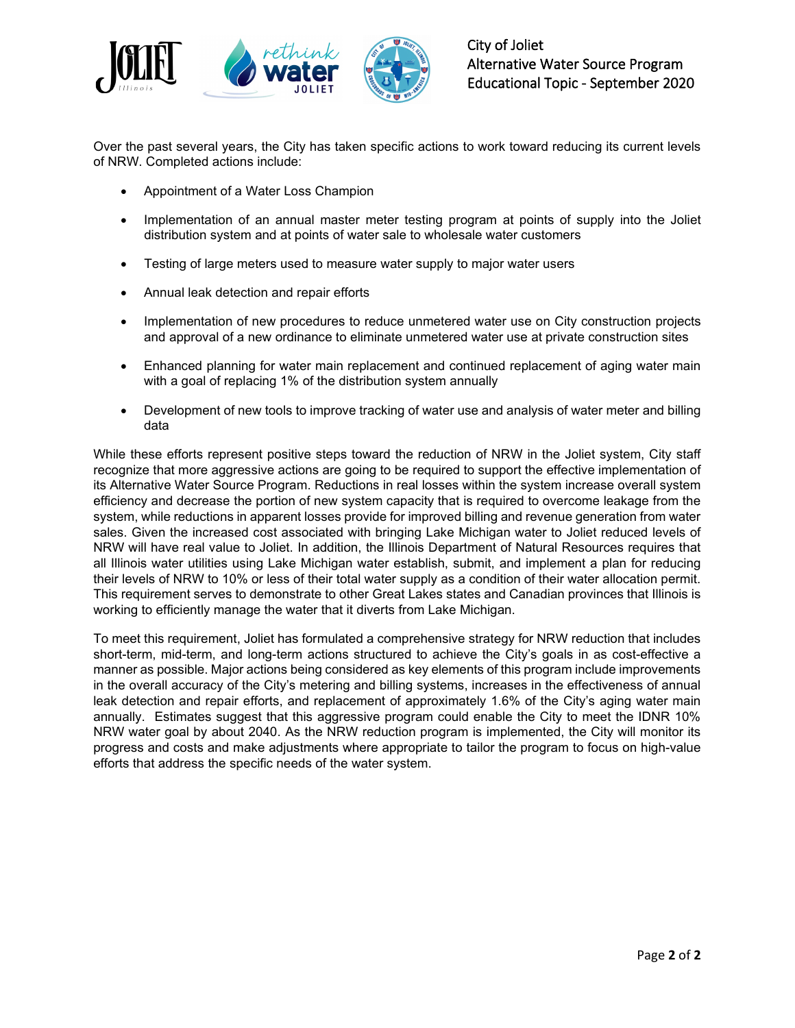Over the past several years, the City has taken specific actions to work toward reducing its current levels of NRW. Completed actions include:

- Appointment of a Water Loss Champion
- Implementation of an annual master meter testing program at points of supply into the Joliet distribution system and at points of water sale to wholesale water customers
- Testing of large meters used to measure water supply to major water users
- Annual leak detection and repair efforts
- Implementation of new procedures to reduce unmetered water use on City construction projects and approval of a new ordinance to eliminate unmetered water use at private construction sites
- Enhanced planning for water main replacement and continued replacement of aging water main with a goal of replacing 1% of the distribution system annually
- Development of new tools to improve tracking of water use and analysis of water meter and billing data

While these efforts represent positive steps toward the reduction of NRW in the Joliet system, City staff recognize that more aggressive actions are going to be required to support the effective implementation of its Alternative Water Source Program. Reductions in real losses within the system increase overall system efficiency and decrease the portion of new system capacity that is required to overcome leakage from the system, while reductions in apparent losses provide for improved billing and revenue generation from water sales. Given the increased cost associated with bringing Lake Michigan water to Joliet reduced levels of NRW will have real value to Joliet. In addition, the Illinois Department of Natural Resources requires that all Illinois water utilities using Lake Michigan water establish, submit, and implement a plan for reducing their levels of NRW to 10% or less of their total water supply as a condition of their water allocation permit. This requirement serves to demonstrate to other Great Lakes states and Canadian provinces that Illinois is working to efficiently manage the water that it diverts from Lake Michigan.

To meet this requirement, Joliet has formulated a comprehensive strategy for NRW reduction that includes short-term, mid-term, and long-term actions structured to achieve the City's goals in as cost-effective a manner as possible. Major actions being considered as key elements of this program include improvements in the overall accuracy of the City's metering and billing systems, increases in the effectiveness of annual leak detection and repair efforts, and replacement of approximately 1.6% of the City's aging water main annually. Estimates suggest that this aggressive program could enable the City to meet the IDNR 10% NRW water goal by about 2040. As the NRW reduction program is implemented, the City will monitor its progress and costs and make adjustments where appropriate to tailor the program to focus on high-value efforts that address the specific needs of the water system.